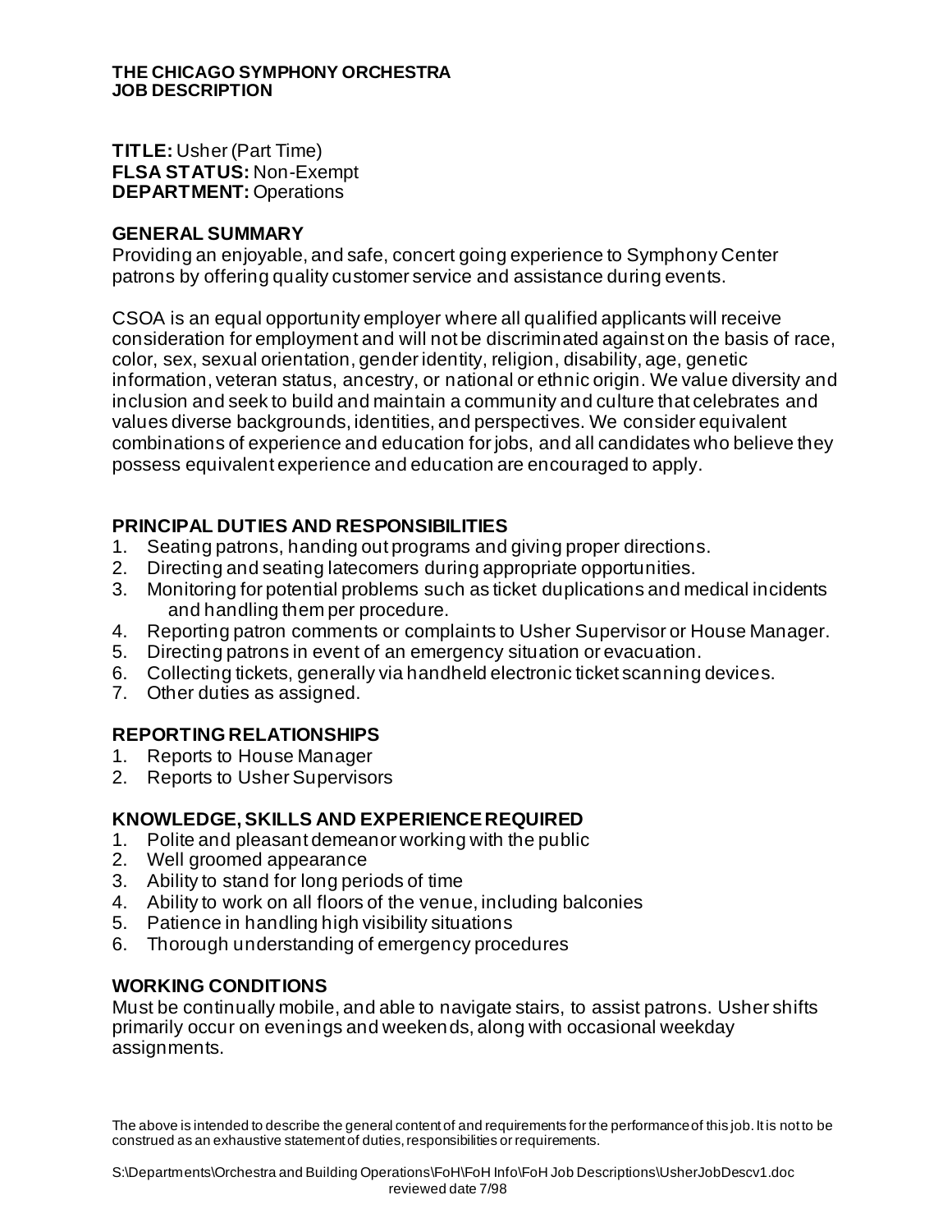**THE CHICAGO SYMPHONY ORCHESTRA**
**JOB DESCRIPTION**

**TITLE:** Usher (Part Time)
**FLSA STATUS:** Non-Exempt
**DEPARTMENT:** Operations

## GENERAL SUMMARY

Providing an enjoyable, and safe, concert going experience to Symphony Center patrons by offering quality customer service and assistance during events.

CSOA is an equal opportunity employer where all qualified applicants will receive consideration for employment and will not be discriminated against on the basis of race, color, sex, sexual orientation, gender identity, religion, disability, age, genetic information, veteran status, ancestry, or national or ethnic origin. We value diversity and inclusion and seek to build and maintain a community and culture that celebrates and values diverse backgrounds, identities, and perspectives. We consider equivalent combinations of experience and education for jobs, and all candidates who believe they possess equivalent experience and education are encouraged to apply.

## PRINCIPAL DUTIES AND RESPONSIBILITIES

1. Seating patrons, handing out programs and giving proper directions.
2. Directing and seating latecomers during appropriate opportunities.
3. Monitoring for potential problems such as ticket duplications and medical incidents and handling them per procedure.
4. Reporting patron comments or complaints to Usher Supervisor or House Manager.
5. Directing patrons in event of an emergency situation or evacuation.
6. Collecting tickets, generally via handheld electronic ticket scanning devices.
7. Other duties as assigned.

## REPORTING RELATIONSHIPS

1. Reports to House Manager
2. Reports to Usher Supervisors

## KNOWLEDGE, SKILLS AND EXPERIENCE REQUIRED

1. Polite and pleasant demeanor working with the public
2. Well groomed appearance
3. Ability to stand for long periods of time
4. Ability to work on all floors of the venue, including balconies
5. Patience in handling high visibility situations
6. Thorough understanding of emergency procedures

## WORKING CONDITIONS

Must be continually mobile, and able to navigate stairs, to assist patrons. Usher shifts primarily occur on evenings and weekends, along with occasional weekday assignments.

The above is intended to describe the general content of and requirements for the performance of this job. It is not to be construed as an exhaustive statement of duties, responsibilities or requirements.

S:\Departments\Orchestra and Building Operations\FoH\FoH Info\FoH Job Descriptions\UsherJobDescv1.doc
reviewed date 7/98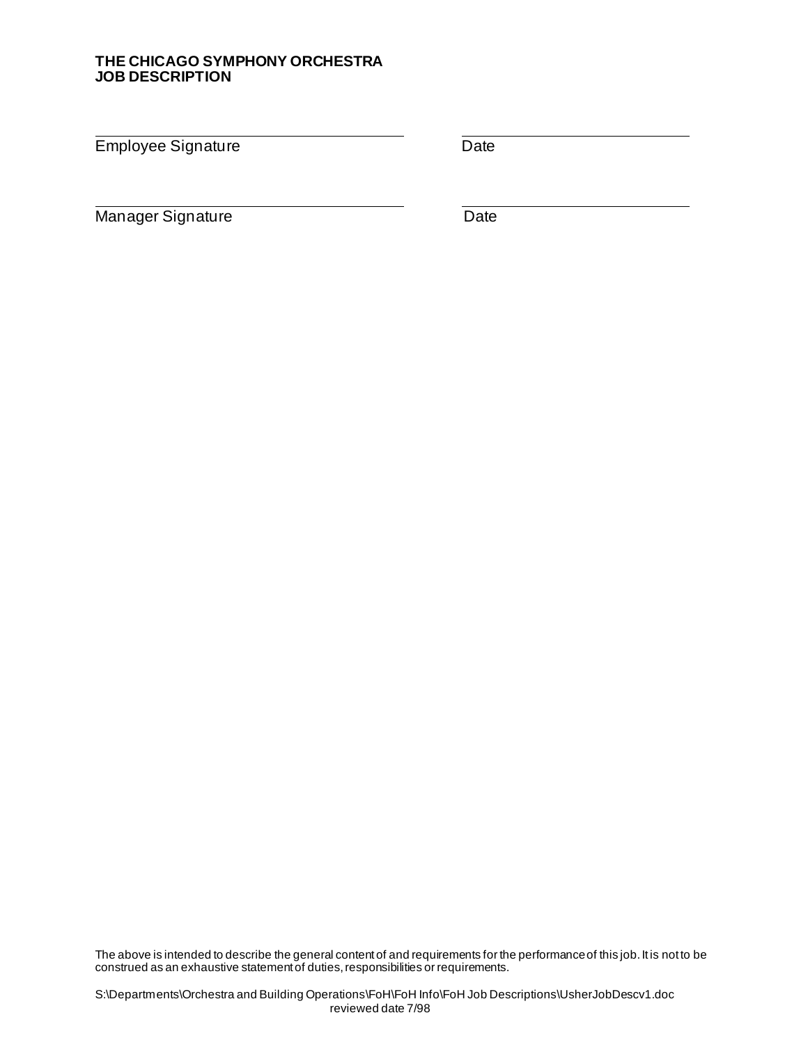**THE CHICAGO SYMPHONY ORCHESTRA**
**JOB DESCRIPTION**

| | |
|---|---|
| Employee Signature | Date |
| Manager Signature | Date |

The above is intended to describe the general content of and requirements for the performance of this job. It is not to be construed as an exhaustive statement of duties, responsibilities or requirements.

S:\Departments\Orchestra and Building Operations\FoH\FoH Info\FoH Job Descriptions\UsherJobDescv1.doc
reviewed date 7/98